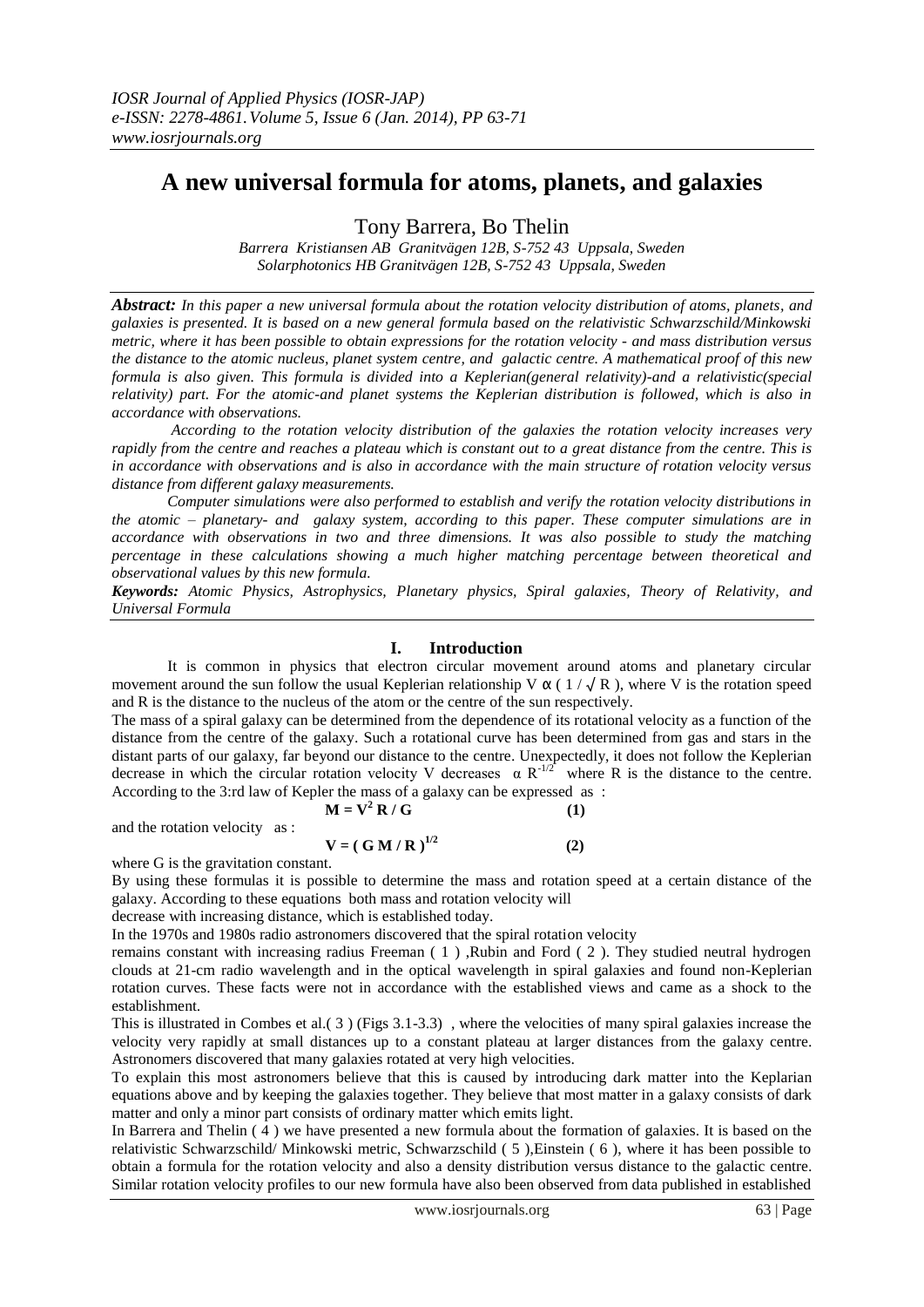# A new universal formula for atoms, planets, and galaxies

Tony Barrera, Bo Thelin

*Barrera Kristiansen AB Granitvägen 12B, S-752 43 Uppsala, Sweden*
*Solarphotonics HB Granitvägen 12B, S-752 43 Uppsala, Sweden*

***Abstract:*** *In this paper a new universal formula about the rotation velocity distribution of atoms, planets, and galaxies is presented. It is based on a new general formula based on the relativistic Schwarzschild/Minkowski metric, where it has been possible to obtain expressions for the rotation velocity - and mass distribution versus the distance to the atomic nucleus, planet system centre, and galactic centre. A mathematical proof of this new formula is also given. This formula is divided into a Keplerian(general relativity)-and a relativistic(special relativity) part. For the atomic-and planet systems the Keplerian distribution is followed, which is also in accordance with observations.*

*According to the rotation velocity distribution of the galaxies the rotation velocity increases very rapidly from the centre and reaches a plateau which is constant out to a great distance from the centre. This is in accordance with observations and is also in accordance with the main structure of rotation velocity versus distance from different galaxy measurements.*

*Computer simulations were also performed to establish and verify the rotation velocity distributions in the atomic – planetary- and galaxy system, according to this paper. These computer simulations are in accordance with observations in two and three dimensions. It was also possible to study the matching percentage in these calculations showing a much higher matching percentage between theoretical and observational values by this new formula.*

***Keywords:*** *Atomic Physics, Astrophysics, Planetary physics, Spiral galaxies, Theory of Relativity, and Universal Formula*

## I. Introduction

It is common in physics that electron circular movement around atoms and planetary circular movement around the sun follow the usual Keplerian relationship $V \propto ( 1 / \sqrt{R} )$, where V is the rotation speed and R is the distance to the nucleus of the atom or the centre of the sun respectively.

The mass of a spiral galaxy can be determined from the dependence of its rotational velocity as a function of the distance from the centre of the galaxy. Such a rotational curve has been determined from gas and stars in the distant parts of our galaxy, far beyond our distance to the centre. Unexpectedly, it does not follow the Keplerian decrease in which the circular rotation velocity V decreases $\alpha R^{-1/2}$ where R is the distance to the centre. According to the 3:rd law of Kepler the mass of a galaxy can be expressed as :

$$\mathbf{M = V^2 R / G} \qquad \textbf{(1)}$$

and the rotation velocity as :

$$\mathbf{V = ( G M / R )^{1/2}} \qquad \textbf{(2)}$$

where G is the gravitation constant.

By using these formulas it is possible to determine the mass and rotation speed at a certain distance of the galaxy. According to these equations both mass and rotation velocity will decrease with increasing distance, which is established today.

In the 1970s and 1980s radio astronomers discovered that the spiral rotation velocity remains constant with increasing radius Freeman ( 1 ) ,Rubin and Ford ( 2 ). They studied neutral hydrogen clouds at 21-cm radio wavelength and in the optical wavelength in spiral galaxies and found non-Keplerian rotation curves. These facts were not in accordance with the established views and came as a shock to the establishment.

This is illustrated in Combes et al.( 3 ) (Figs 3.1-3.3) , where the velocities of many spiral galaxies increase the velocity very rapidly at small distances up to a constant plateau at larger distances from the galaxy centre. Astronomers discovered that many galaxies rotated at very high velocities.

To explain this most astronomers believe that this is caused by introducing dark matter into the Keplarian equations above and by keeping the galaxies together. They believe that most matter in a galaxy consists of dark matter and only a minor part consists of ordinary matter which emits light.

In Barrera and Thelin ( 4 ) we have presented a new formula about the formation of galaxies. It is based on the relativistic Schwarzschild/ Minkowski metric, Schwarzschild ( 5 ),Einstein ( 6 ), where it has been possible to obtain a formula for the rotation velocity and also a density distribution versus distance to the galactic centre. Similar rotation velocity profiles to our new formula have also been observed from data published in established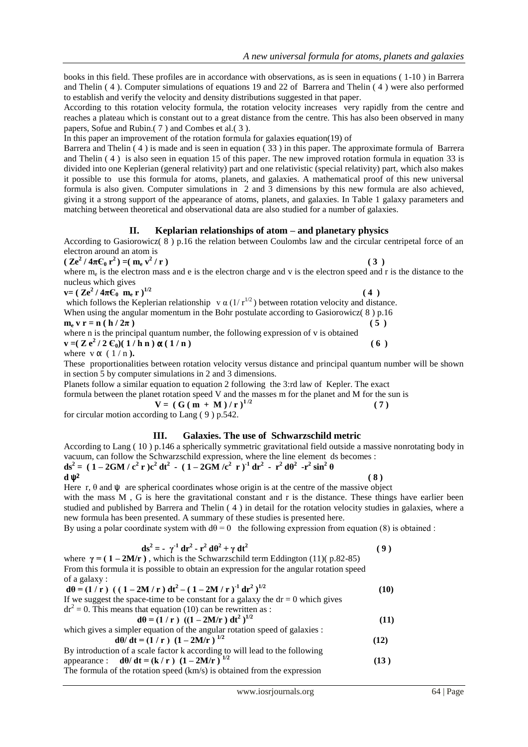books in this field. These profiles are in accordance with observations, as is seen in equations ( 1-10 ) in Barrera and Thelin ( 4 ). Computer simulations of equations 19 and 22 of Barrera and Thelin ( 4 ) were also performed to establish and verify the velocity and density distributions suggested in that paper.

According to this rotation velocity formula, the rotation velocity increases very rapidly from the centre and reaches a plateau which is constant out to a great distance from the centre. This has also been observed in many papers, Sofue and Rubin.( 7 ) and Combes et al.( 3 ).

In this paper an improvement of the rotation formula for galaxies equation(19) of Barrera and Thelin ( 4 ) is made and is seen in equation ( 33 ) in this paper. The approximate formula of Barrera and Thelin ( 4 ) is also seen in equation 15 of this paper. The new improved rotation formula in equation 33 is divided into one Keplerian (general relativity) part and one relativistic (special relativity) part, which also makes it possible to use this formula for atoms, planets, and galaxies. A mathematical proof of this new universal formula is also given. Computer simulations in 2 and 3 dimensions by this new formula are also achieved, giving it a strong support of the appearance of atoms, planets, and galaxies. In Table 1 galaxy parameters and matching between theoretical and observational data are also studied for a number of galaxies.

## II. Keplarian relationships of atom – and planetary physics

According to Gasiorowicz( 8 ) p.16 the relation between Coulombs law and the circular centripetal force of an electron around an atom is

$$( Ze^2 / 4\pi\epsilon_0 r^2 ) = ( m_e v^2 / r ) \qquad (3)$$

where $m_e$ is the electron mass and e is the electron charge and v is the electron speed and r is the distance to the nucleus which gives

$$v = ( Ze^2 / 4\pi\epsilon_0 \; m_e r )^{1/2} \qquad (4)$$

which follows the Keplerian relationship $v \propto (1/ r^{1/2})$ between rotation velocity and distance.

When using the angular momentum in the Bohr postulate according to Gasiorowicz( 8 ) p.16

$$m_e v r = n ( h / 2\pi ) \qquad (5)$$

where n is the principal quantum number, the following expression of v is obtained

$$v = ( Z e^2 / 2 \epsilon_0)( 1 / h n ) \propto ( 1 / n ) \qquad (6)$$

where $v \propto ( 1 / n )$.

These proportionalities between rotation velocity versus distance and principal quantum number will be shown in section 5 by computer simulations in 2 and 3 dimensions.

Planets follow a similar equation to equation 2 following the 3:rd law of Kepler. The exact formula between the planet rotation speed V and the masses m for the planet and M for the sun is

$$V = ( G ( m + M ) / r )^{1/2} \qquad (7)$$

for circular motion according to Lang ( 9 ) p.542.

## III. Galaxies. The use of Schwarzschild metric

According to Lang ( 10 ) p.146 a spherically symmetric gravitational field outside a massive nonrotating body in vacuum, can follow the Schwarzschild expression, where the line element ds becomes :

$$ds^2 = ( 1 – 2GM / c^2 r )c^2 dt^2 - ( 1 – 2GM /c^2 r )^{-1} dr^2 - r^2 d\theta^2 - r^2 \sin^2 \theta \, d\psi^2 \qquad (8)$$

Here r, θ and ψ are spherical coordinates whose origin is at the centre of the massive object with the mass M , G is here the gravitational constant and r is the distance. These things have earlier been studied and published by Barrera and Thelin ( 4 ) in detail for the rotation velocity studies in galaxies, where a new formula has been presented. A summary of these studies is presented here.

By using a polar coordinate system with $d\theta = 0$ the following expression from equation (8) is obtained :

$$ds^2 = - \gamma^{-1} dr^2 - r^2 d\theta^2 + \gamma dt^2 \qquad (9)$$

where $\gamma = ( 1 – 2M/r )$ , which is the Schwarzschild term Eddington (11)( p.82-85)

From this formula it is possible to obtain an expression for the angular rotation speed of a galaxy :

$$d\theta = (1 / r ) \; ( ( 1 – 2M / r ) dt^2 – ( 1 – 2M / r )^{-1} dr^2 )^{1/2} \qquad (10)$$

If we suggest the space-time to be constant for a galaxy the $dr = 0$ which gives $dr^2 = 0$. This means that equation (10) can be rewritten as :

$$d\theta = (1 / r ) \; ((1 – 2M/r ) dt^2 )^{1/2} \qquad (11)$$

which gives a simpler equation of the angular rotation speed of galaxies :

$$d\theta/ dt = (1 / r ) \; (1 – 2M/r )^{1/2} \qquad (12)$$

By introduction of a scale factor k according to will lead to the following appearance : $d\theta/ dt = (k / r ) \; (1 – 2M/r )^{1/2}$ (13)

The formula of the rotation speed (km/s) is obtained from the expression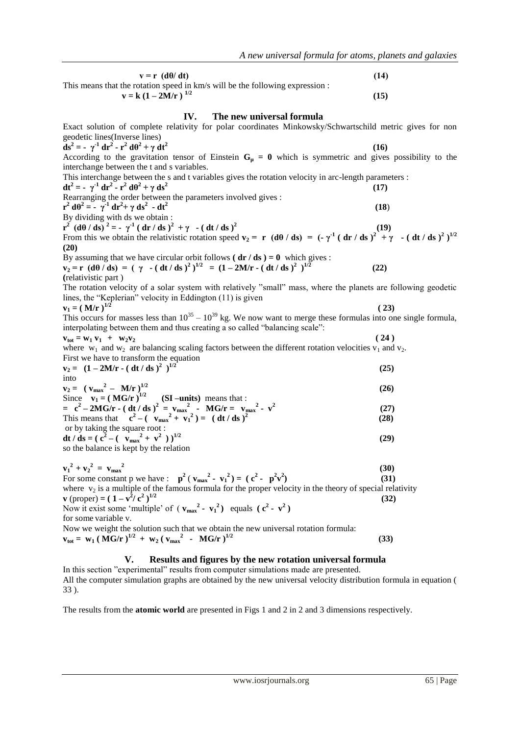$$v = r\ (d\theta / dt) \tag{14}$$

This means that the rotation speed in km/s will be the following expression :

$$v = k\ (1 - 2M/r\ )^{1/2} \tag{15}$$

## IV. The new universal formula

Exact solution of complete relativity for polar coordinates Minkowsky/Schwartschild metric gives for non geodetic lines(Inverse lines)

$$ds^2 = -\ \gamma^{-1}\ dr^2 - r^2\ d\theta^2 + \gamma\ dt^2 \tag{16}$$

According to the gravitation tensor of Einstein $G_\mu = 0$ which is symmetric and gives possibility to the interchange between the t and s variables.

This interchange between the s and t variables gives the rotation velocity in arc-length parameters :

$$dt^2 = -\ \gamma^{-1}\ dr^2 - r^2\ d\theta^2 + \gamma\ ds^2 \tag{17}$$

Rearranging the order between the parameters involved gives :

$$r^2\ d\theta^2 = -\ \gamma^{-1}\ dr^2 + \gamma\ ds^2\ - dt^2 \tag{18}$$

By dividing with ds we obtain :

$$r^2\ (d\theta / ds)^2 = -\ \gamma^{-1}\ (\ dr / ds\ )^2\ + \gamma\ \ - (\ dt / ds\ )^2 \tag{19}$$

From this we obtain the relativistic rotation speed $v_2 =\ r\ \ (d\theta / ds)\ =\ (-\ \gamma^{-1}\ (\ dr / ds\ )^2\ + \gamma\ \ - (\ dt / ds\ )^2\ )^{1/2}$ **(20)**

By assuming that we have circular orbit follows $(\ dr / ds\ ) = 0$ which gives :

$$v_2 = r\ \ (d\theta / ds)\ =\ (\ \gamma\ \ - (\ dt / ds\ )^2)^{1/2}\ \ =\ (1 - 2M/r - (\ dt / ds\ )^2\ \ )^{1/2} \tag{22}$$

(relativistic part )

The rotation velocity of a solar system with relatively "small" mass, where the planets are following geodetic lines, the "Keplerian" velocity in Eddington (11) is given

$$v_1 = (\ M/r\ )^{1/2} \tag{23}$$

This occurs for masses less than $10^{35} - 10^{39}$ kg. We now want to merge these formulas into one single formula, interpolating between them and thus creating a so called "balancing scale":

$$v_{tot} = w_1\ v_1\ \ +\ \ w_2 v_2 \tag{24}$$

where $w_1$ and $w_2$ are balancing scaling factors between the different rotation velocities $v_1$ and $v_2$.

First we have to transform the equation

$$v_2 =\ \ (1 - 2M/r - (\ dt / ds\ )^2\ \ )^{1/2} \tag{25}$$

into

$$v_2 =\ \ (\ v_{max}^2\ -\ \ M/r\ )^{1/2} \tag{26}$$

Since $v_1 = (\ MG/r\ )^{1/2}$ **(SI –units)** means that :

$$=\ c^2 - 2MG/r - (\ dt / ds\ )^2\ = v_{max}^2\ \ -\ \ MG/r =\ \ v_{max}^2 - \ v^2 \tag{27}$$

This means that $\quad c^2 - (\ \ v_{max}^2 +\ v_1^2\ ) =\ \ (\ dt / ds\ )^2$ **(28)**

or by taking the square root :

$$dt / ds = (\ c^2 - (\ \ v_{max}^2 +\ v^2\ \ )\ )^{1/2} \tag{29}$$

so the balance is kept by the relation

$$v_1^2 + v_2^2\ \ =\ \ v_{max}^2 \tag{30}$$

For some constant p we have : $\ \ p^2\ (\ v_{max}^2\ -\ \ v_1^2\ ) =\ (\ c^2\ -\ \ p^2 v^2)$ **(31)**

where $v_2$ is a multiple of the famous formula for the proper velocity in the theory of special relativity

$$v\ (\text{proper}) = (\ 1 - v^2 / \ c^2\ )^{1/2} \tag{32}$$

Now it exist some 'multiple' of $(\ v_{max}^2\ -\ \ v_1^2)$ equals $(\ c^2\ -\ \ v^2\ )$ for some variable v.

Now we weight the solution such that we obtain the new universal rotation formula:

$$v_{tot} =\ \ w_1\ (\ MG/r\ )^{1/2}\ +\ \ w_2\ (\ v_{max}^2\ \ \ -\ \ \ MG/r\ )^{1/2} \tag{33}$$

## V. Results and figures by the new rotation universal formula

In this section "experimental" results from computer simulations made are presented.

All the computer simulation graphs are obtained by the new universal velocity distribution formula in equation ( 33 ).

The results from the **atomic world** are presented in Figs 1 and 2 in 2 and 3 dimensions respectively.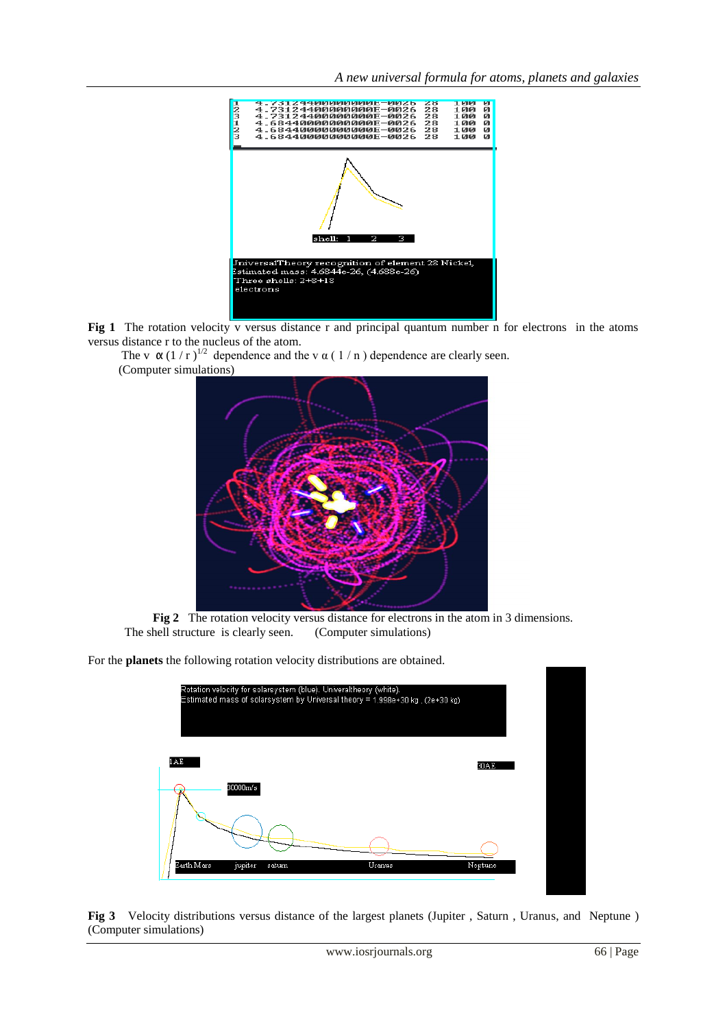**Fig 1** The rotation velocity v versus distance r and principal quantum number n for electrons in the atoms versus distance r to the nucleus of the atom.

The v $\propto (1/r)^{1/2}$ dependence and the v $\propto (1/n)$ dependence are clearly seen.
(Computer simulations)

**Fig 2** The rotation velocity versus distance for electrons in the atom in 3 dimensions.
The shell structure is clearly seen. (Computer simulations)

For the **planets** the following rotation velocity distributions are obtained.

**Fig 3** Velocity distributions versus distance of the largest planets (Jupiter , Saturn , Uranus, and Neptune ) (Computer simulations)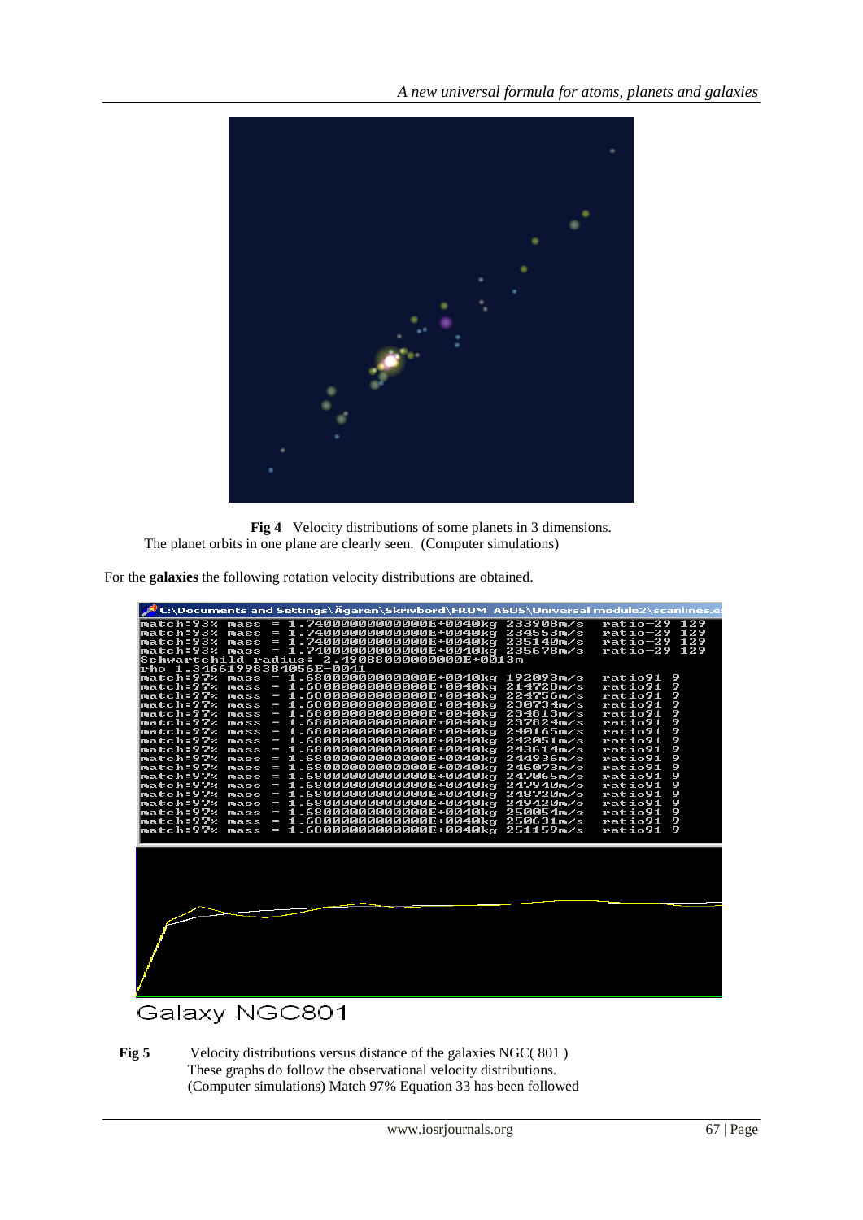**Fig 4** Velocity distributions of some planets in 3 dimensions.
The planet orbits in one plane are clearly seen. (Computer simulations)

For the **galaxies** the following rotation velocity distributions are obtained.

**Fig 5** Velocity distributions versus distance of the galaxies NGC( 801 )
These graphs do follow the observational velocity distributions.
(Computer simulations) Match 97% Equation 33 has been followed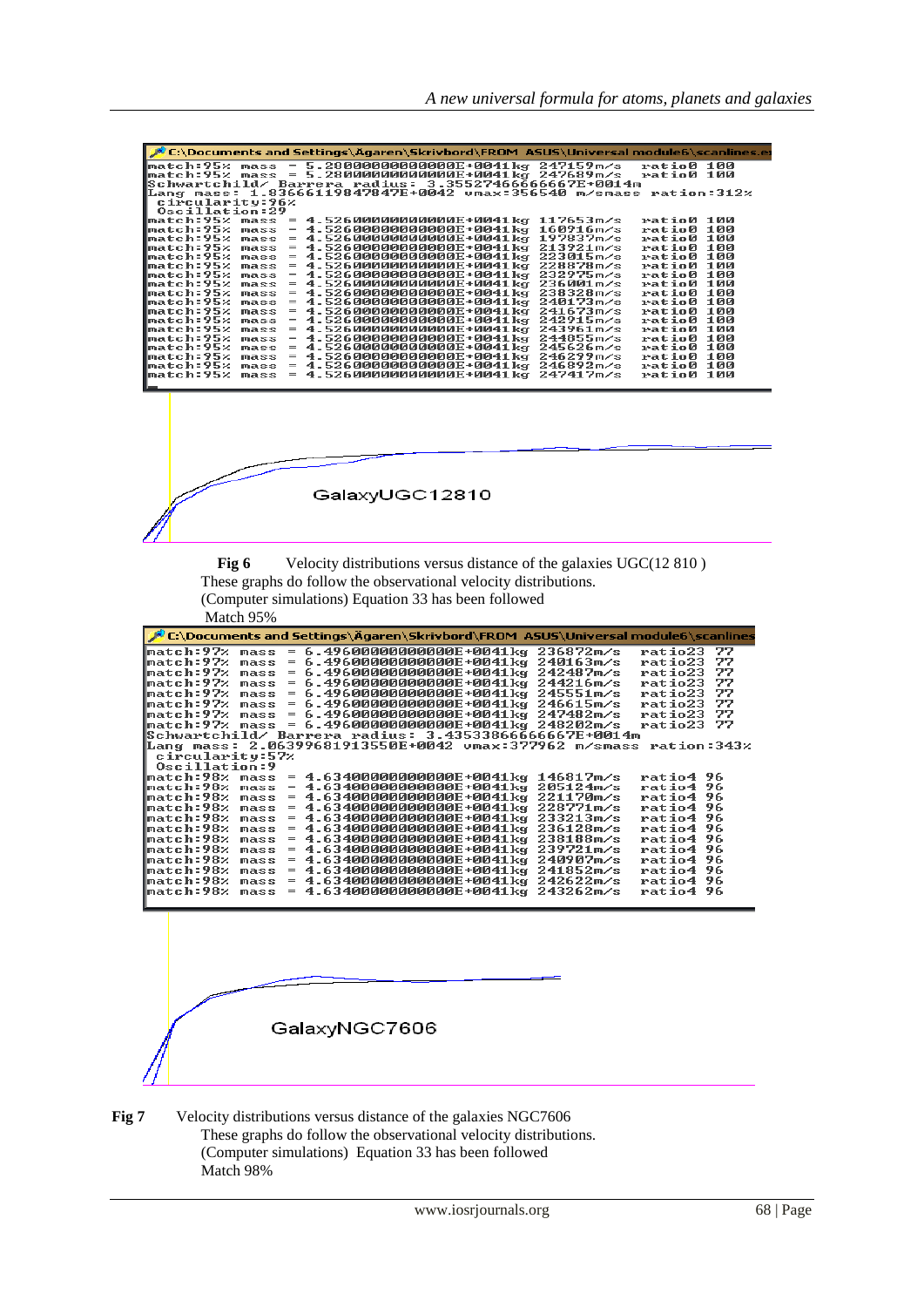```
C:\Documents and Settings\Ägaren\Skrivbord\FROM ASUS\Universal module6\scanlines.e
match:95% mass = 5.280000000000000E+0041kg 247159m/s  ratio0 100
match:95% mass = 5.280000000000000E+0041kg 247689m/s  ratio0 100
Schwartchild/ Barrera radius: 3.35527466666667E+0014m
Lang mass: 1.83666119847847E+0042 vmax:356540 m/smass ration:312%
 circularity:96%
 Oscillation:29
match:95% mass = 4.526000000000000E+0041kg 117653m/s  ratio0 100
match:95% mass = 4.526000000000000E+0041kg 160916m/s  ratio0 100
match:95% mass = 4.526000000000000E+0041kg 197837m/s  ratio0 100
match:95% mass = 4.526000000000000E+0041kg 213921m/s  ratio0 100
match:95% mass = 4.526000000000000E+0041kg 223015m/s  ratio0 100
match:95% mass = 4.526000000000000E+0041kg 228878m/s  ratio0 100
match:95% mass = 4.526000000000000E+0041kg 232975m/s  ratio0 100
match:95% mass = 4.526000000000000E+0041kg 236001m/s  ratio0 100
match:95% mass = 4.526000000000000E+0041kg 238328m/s  ratio0 100
match:95% mass = 4.526000000000000E+0041kg 240173m/s  ratio0 100
match:95% mass = 4.526000000000000E+0041kg 241673m/s  ratio0 100
match:95% mass = 4.526000000000000E+0041kg 242915m/s  ratio0 100
match:95% mass = 4.526000000000000E+0041kg 243961m/s  ratio0 100
match:95% mass = 4.526000000000000E+0041kg 244855m/s  ratio0 100
match:95% mass = 4.526000000000000E+0041kg 245626m/s  ratio0 100
match:95% mass = 4.526000000000000E+0041kg 246299m/s  ratio0 100
match:95% mass = 4.526000000000000E+0041kg 246892m/s  ratio0 100
match:95% mass = 4.526000000000000E+0041kg 247417m/s  ratio0 100
```

GalaxyUGC12810

**Fig 6** Velocity distributions versus distance of the galaxies UGC(12 810 )
These graphs do follow the observational velocity distributions.
(Computer simulations) Equation 33 has been followed
Match 95%

```
C:\Documents and Settings\Ägaren\Skrivbord\FROM ASUS\Universal module6\scanlines
match:97% mass = 6.496000000000000E+0041kg 236872m/s  ratio23 77
match:97% mass = 6.496000000000000E+0041kg 240163m/s  ratio23 77
match:97% mass = 6.496000000000000E+0041kg 242487m/s  ratio23 77
match:97% mass = 6.496000000000000E+0041kg 244216m/s  ratio23 77
match:97% mass = 6.496000000000000E+0041kg 245551m/s  ratio23 77
match:97% mass = 6.496000000000000E+0041kg 246615m/s  ratio23 77
match:97% mass = 6.496000000000000E+0041kg 247482m/s  ratio23 77
match:97% mass = 6.496000000000000E+0041kg 248202m/s  ratio23 77
Schwartchild/ Barrera radius: 3.43533866666667E+0014m
Lang mass: 2.06399681913550E+0042 vmax:377962 m/smass ration:343%
 circularity:57%
 Oscillation:9
match:98% mass = 4.634000000000000E+0041kg 146817m/s  ratio4 96
match:98% mass = 4.634000000000000E+0041kg 205124m/s  ratio4 96
match:98% mass = 4.634000000000000E+0041kg 221170m/s  ratio4 96
match:98% mass = 4.634000000000000E+0041kg 228771m/s  ratio4 96
match:98% mass = 4.634000000000000E+0041kg 233213m/s  ratio4 96
match:98% mass = 4.634000000000000E+0041kg 236128m/s  ratio4 96
match:98% mass = 4.634000000000000E+0041kg 238188m/s  ratio4 96
match:98% mass = 4.634000000000000E+0041kg 239721m/s  ratio4 96
match:98% mass = 4.634000000000000E+0041kg 240907m/s  ratio4 96
match:98% mass = 4.634000000000000E+0041kg 241852m/s  ratio4 96
match:98% mass = 4.634000000000000E+0041kg 242622m/s  ratio4 96
match:98% mass = 4.634000000000000E+0041kg 243262m/s  ratio4 96
```

GalaxyNGC7606

**Fig 7** Velocity distributions versus distance of the galaxies NGC7606
These graphs do follow the observational velocity distributions.
(Computer simulations) Equation 33 has been followed
Match 98%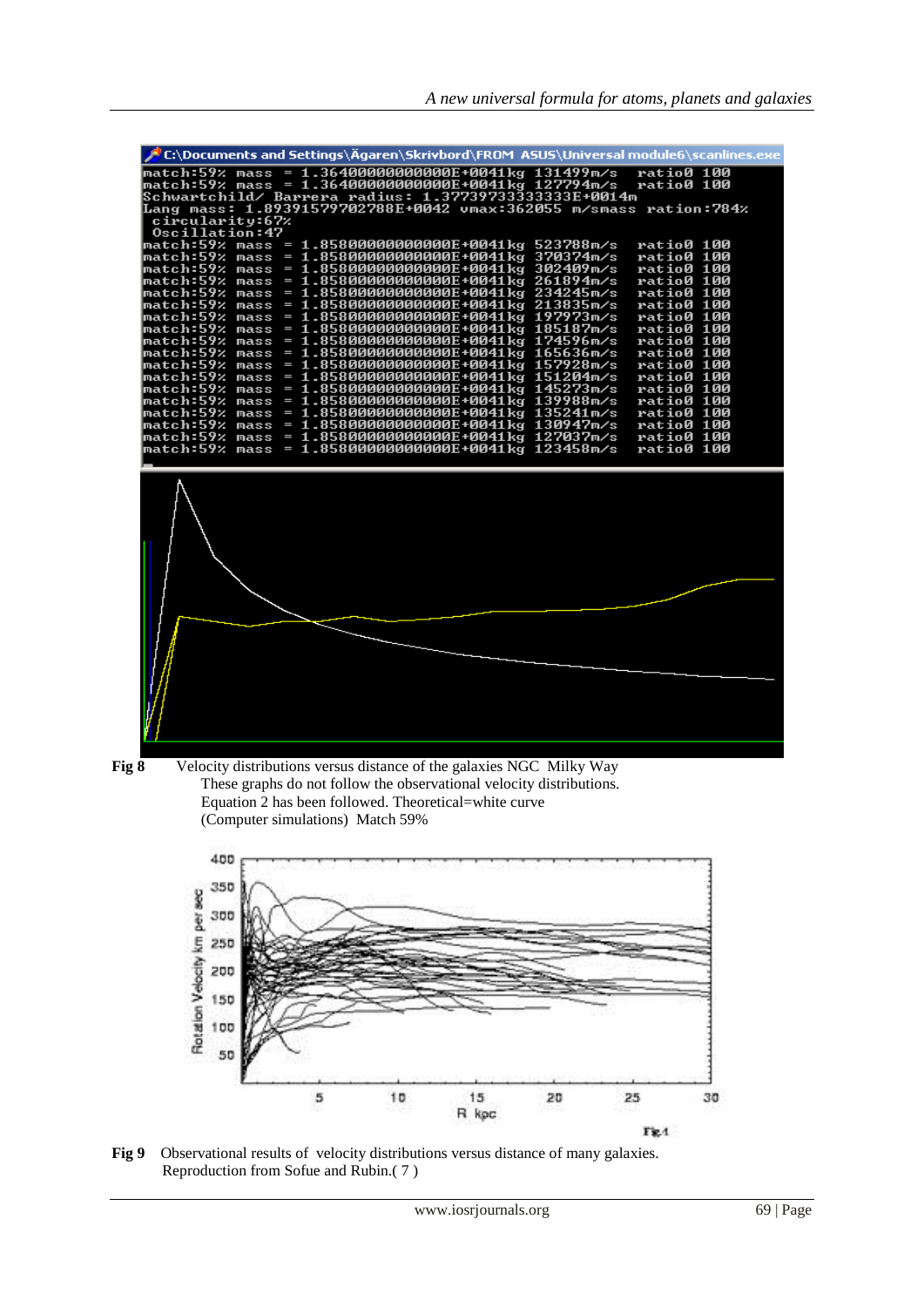```
C:\Documents and Settings\Ägaren\Skrivbord\FROM ASUS\Universal module6\scanlines.exe
match:59% mass = 1.36400000000000E+0041kg 131499m/s   ratio0 100
match:59% mass = 1.36400000000000E+0041kg 127794m/s   ratio0 100
Schwartchild/ Barrera radius: 1.37739733333333E+0014m
Lang mass: 1.89391579702788E+0042 vmax:362055 m/smass ration:784%
 circularity:67%
 Oscillation:47
match:59% mass = 1.85800000000000E+0041kg 523788m/s   ratio0 100
match:59% mass = 1.85800000000000E+0041kg 370374m/s   ratio0 100
match:59% mass = 1.85800000000000E+0041kg 302409m/s   ratio0 100
match:59% mass = 1.85800000000000E+0041kg 261894m/s   ratio0 100
match:59% mass = 1.85800000000000E+0041kg 234245m/s   ratio0 100
match:59% mass = 1.85800000000000E+0041kg 213835m/s   ratio0 100
match:59% mass = 1.85800000000000E+0041kg 197973m/s   ratio0 100
match:59% mass = 1.85800000000000E+0041kg 185187m/s   ratio0 100
match:59% mass = 1.85800000000000E+0041kg 174596m/s   ratio0 100
match:59% mass = 1.85800000000000E+0041kg 165636m/s   ratio0 100
match:59% mass = 1.85800000000000E+0041kg 157928m/s   ratio0 100
match:59% mass = 1.85800000000000E+0041kg 151204m/s   ratio0 100
match:59% mass = 1.85800000000000E+0041kg 145273m/s   ratio0 100
match:59% mass = 1.85800000000000E+0041kg 139988m/s   ratio0 100
match:59% mass = 1.85800000000000E+0041kg 135241m/s   ratio0 100
match:59% mass = 1.85800000000000E+0041kg 130947m/s   ratio0 100
match:59% mass = 1.85800000000000E+0041kg 127037m/s   ratio0 100
match:59% mass = 1.85800000000000E+0041kg 123458m/s   ratio0 100
```

**Fig 8** Velocity distributions versus distance of the galaxies NGC Milky Way
These graphs do not follow the observational velocity distributions.
Equation 2 has been followed. Theoretical=white curve
(Computer simulations) Match 59%

**Fig 9** Observational results of velocity distributions versus distance of many galaxies.
Reproduction from Sofue and Rubin.( 7 )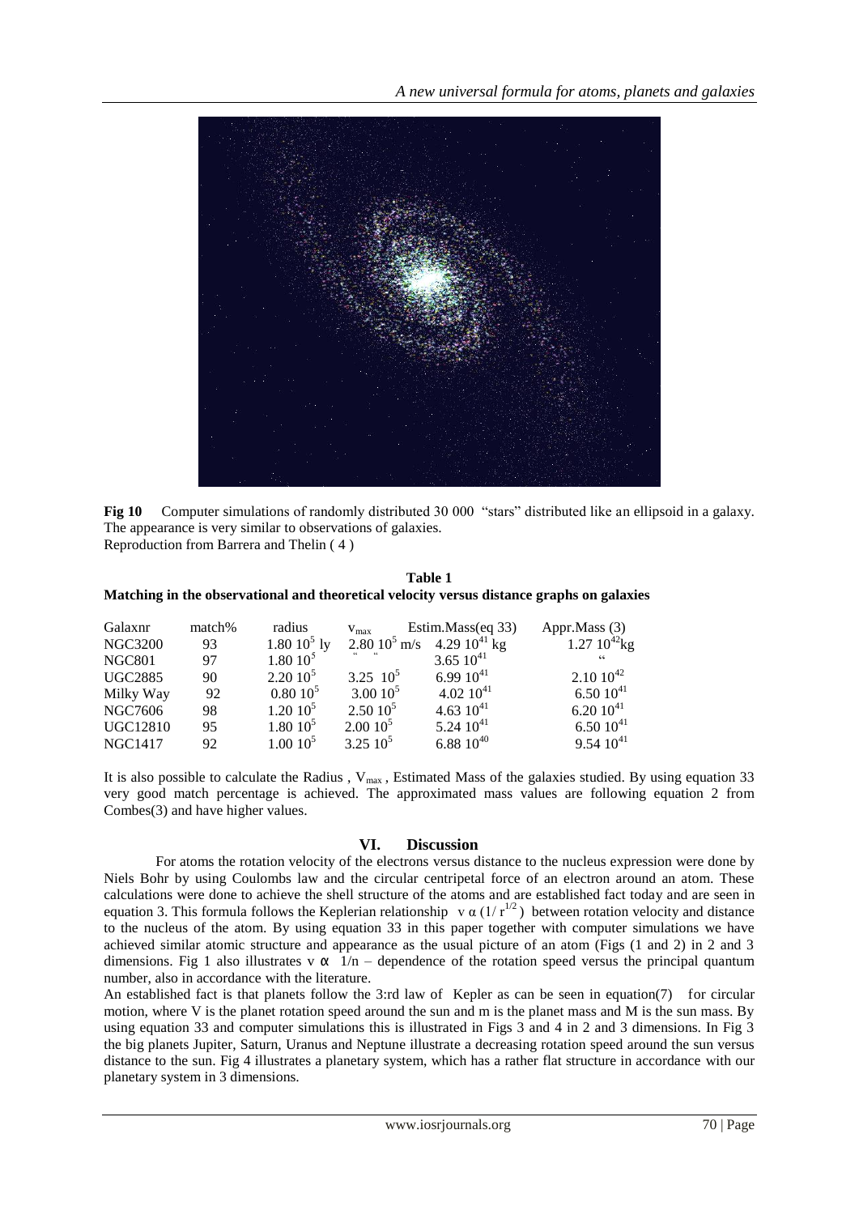**Fig 10** Computer simulations of randomly distributed 30 000 "stars" distributed like an ellipsoid in a galaxy. The appearance is very similar to observations of galaxies.
Reproduction from Barrera and Thelin ( 4 )

**Table 1**
**Matching in the observational and theoretical velocity versus distance graphs on galaxies**

| Galaxnr | match% | radius | $v_{max}$ | Estim.Mass(eq 33) | Appr.Mass (3) |
|---|---|---|---|---|---|
| NGC3200 | 93 | $1.80\ 10^5$ ly | $2.80\ 10^5$ m/s | $4.29\ 10^{41}$ kg | $1.27\ 10^{42}$kg |
| NGC801 | 97 | $1.80\ 10^5$ | " " | $3.65\ 10^{41}$ | " |
| UGC2885 | 90 | $2.20\ 10^5$ | $3.25\ 10^5$ | $6.99\ 10^{41}$ | $2.10\ 10^{42}$ |
| Milky Way | 92 | $0.80\ 10^5$ | $3.00\ 10^5$ | $4.02\ 10^{41}$ | $6.50\ 10^{41}$ |
| NGC7606 | 98 | $1.20\ 10^5$ | $2.50\ 10^5$ | $4.63\ 10^{41}$ | $6.20\ 10^{41}$ |
| UGC12810 | 95 | $1.80\ 10^5$ | $2.00\ 10^5$ | $5.24\ 10^{41}$ | $6.50\ 10^{41}$ |
| NGC1417 | 92 | $1.00\ 10^5$ | $3.25\ 10^5$ | $6.88\ 10^{40}$ | $9.54\ 10^{41}$ |

It is also possible to calculate the Radius , $V_{max}$ , Estimated Mass of the galaxies studied. By using equation 33 very good match percentage is achieved. The approximated mass values are following equation 2 from Combes(3) and have higher values.

## VI. Discussion

For atoms the rotation velocity of the electrons versus distance to the nucleus expression were done by Niels Bohr by using Coulombs law and the circular centripetal force of an electron around an atom. These calculations were done to achieve the shell structure of the atoms and are established fact today and are seen in equation 3. This formula follows the Keplerian relationship $v \propto (1/r^{1/2})$ between rotation velocity and distance to the nucleus of the atom. By using equation 33 in this paper together with computer simulations we have achieved similar atomic structure and appearance as the usual picture of an atom (Figs (1 and 2) in 2 and 3 dimensions. Fig 1 also illustrates $v \propto 1/n$ – dependence of the rotation speed versus the principal quantum number, also in accordance with the literature.

An established fact is that planets follow the 3:rd law of Kepler as can be seen in equation(7) for circular motion, where V is the planet rotation speed around the sun and m is the planet mass and M is the sun mass. By using equation 33 and computer simulations this is illustrated in Figs 3 and 4 in 2 and 3 dimensions. In Fig 3 the big planets Jupiter, Saturn, Uranus and Neptune illustrate a decreasing rotation speed around the sun versus distance to the sun. Fig 4 illustrates a planetary system, which has a rather flat structure in accordance with our planetary system in 3 dimensions.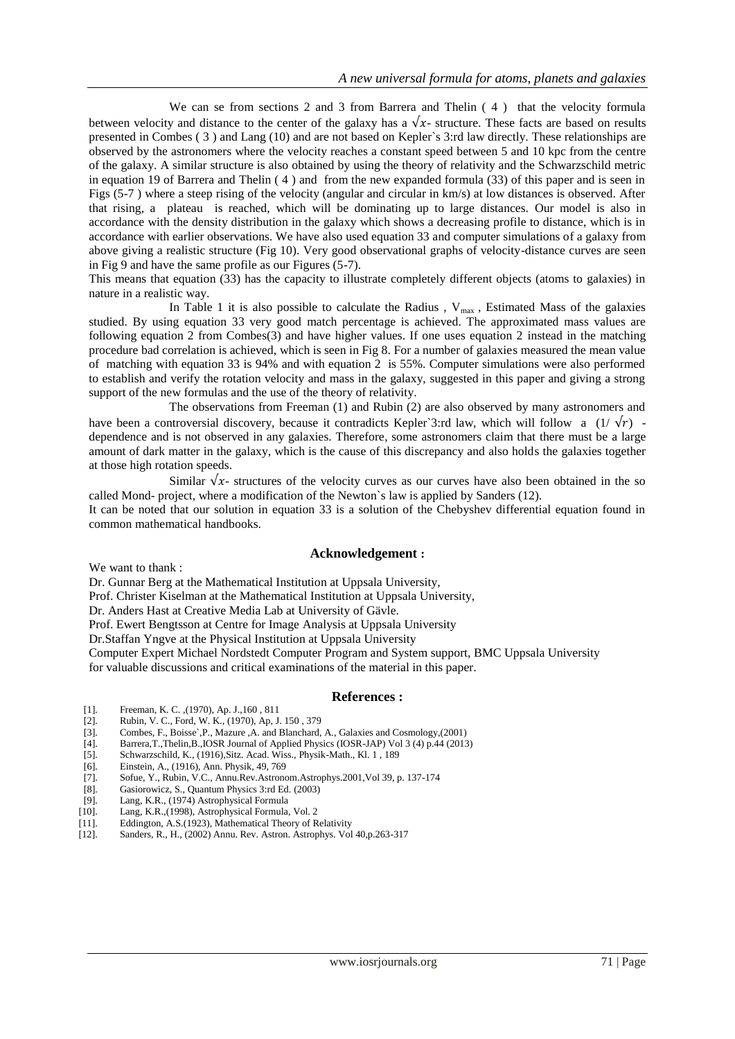We can se from sections 2 and 3 from Barrera and Thelin ( 4 ) that the velocity formula between velocity and distance to the center of the galaxy has a $\sqrt{x}$- structure. These facts are based on results presented in Combes ( 3 ) and Lang (10) and are not based on Kepler`s 3:rd law directly. These relationships are observed by the astronomers where the velocity reaches a constant speed between 5 and 10 kpc from the centre of the galaxy. A similar structure is also obtained by using the theory of relativity and the Schwarzschild metric in equation 19 of Barrera and Thelin ( 4 ) and from the new expanded formula (33) of this paper and is seen in Figs (5-7 ) where a steep rising of the velocity (angular and circular in km/s) at low distances is observed. After that rising, a plateau is reached, which will be dominating up to large distances. Our model is also in accordance with the density distribution in the galaxy which shows a decreasing profile to distance, which is in accordance with earlier observations. We have also used equation 33 and computer simulations of a galaxy from above giving a realistic structure (Fig 10). Very good observational graphs of velocity-distance curves are seen in Fig 9 and have the same profile as our Figures (5-7).

This means that equation (33) has the capacity to illustrate completely different objects (atoms to galaxies) in nature in a realistic way.

In Table 1 it is also possible to calculate the Radius , $V_{max}$ , Estimated Mass of the galaxies studied. By using equation 33 very good match percentage is achieved. The approximated mass values are following equation 2 from Combes(3) and have higher values. If one uses equation 2 instead in the matching procedure bad correlation is achieved, which is seen in Fig 8. For a number of galaxies measured the mean value of matching with equation 33 is 94% and with equation 2 is 55%. Computer simulations were also performed to establish and verify the rotation velocity and mass in the galaxy, suggested in this paper and giving a strong support of the new formulas and the use of the theory of relativity.

The observations from Freeman (1) and Rubin (2) are also observed by many astronomers and have been a controversial discovery, because it contradicts Kepler`3:rd law, which will follow a $(1/\sqrt{r})$ - dependence and is not observed in any galaxies. Therefore, some astronomers claim that there must be a large amount of dark matter in the galaxy, which is the cause of this discrepancy and also holds the galaxies together at those high rotation speeds.

Similar $\sqrt{x}$- structures of the velocity curves as our curves have also been obtained in the so called Mond- project, where a modification of the Newton`s law is applied by Sanders (12).

It can be noted that our solution in equation 33 is a solution of the Chebyshev differential equation found in common mathematical handbooks.

## Acknowledgement :

We want to thank :

Dr. Gunnar Berg at the Mathematical Institution at Uppsala University,

Prof. Christer Kiselman at the Mathematical Institution at Uppsala University,

Dr. Anders Hast at Creative Media Lab at University of Gävle.

Prof. Ewert Bengtsson at Centre for Image Analysis at Uppsala University

Dr.Staffan Yngve at the Physical Institution at Uppsala University

Computer Expert Michael Nordstedt Computer Program and System support, BMC Uppsala University

for valuable discussions and critical examinations of the material in this paper.

## References :

[1]. Freeman, K. C. ,(1970), Ap. J.,160 , 811

[2]. Rubin, V. C., Ford, W. K., (1970), Ap, J. 150 , 379

[3]. Combes, F., Boisse`,P., Mazure ,A. and Blanchard, A., Galaxies and Cosmology,(2001)

[4]. Barrera,T.,Thelin,B.,IOSR Journal of Applied Physics (IOSR-JAP) Vol 3 (4) p.44 (2013)

[5]. Schwarzschild, K., (1916),Sitz. Acad. Wiss., Physik-Math., Kl. 1 , 189

[6]. Einstein, A., (1916), Ann. Physik, 49, 769

[7]. Sofue, Y., Rubin, V.C., Annu.Rev.Astronom.Astrophys.2001,Vol 39, p. 137-174

[8]. Gasiorowicz, S., Quantum Physics 3:rd Ed. (2003)

[9]. Lang, K.R., (1974) Astrophysical Formula

[10]. Lang, K.R.,(1998), Astrophysical Formula, Vol. 2

[11]. Eddington, A.S.(1923), Mathematical Theory of Relativity

[12]. Sanders, R., H., (2002) Annu. Rev. Astron. Astrophys. Vol 40,p.263-317